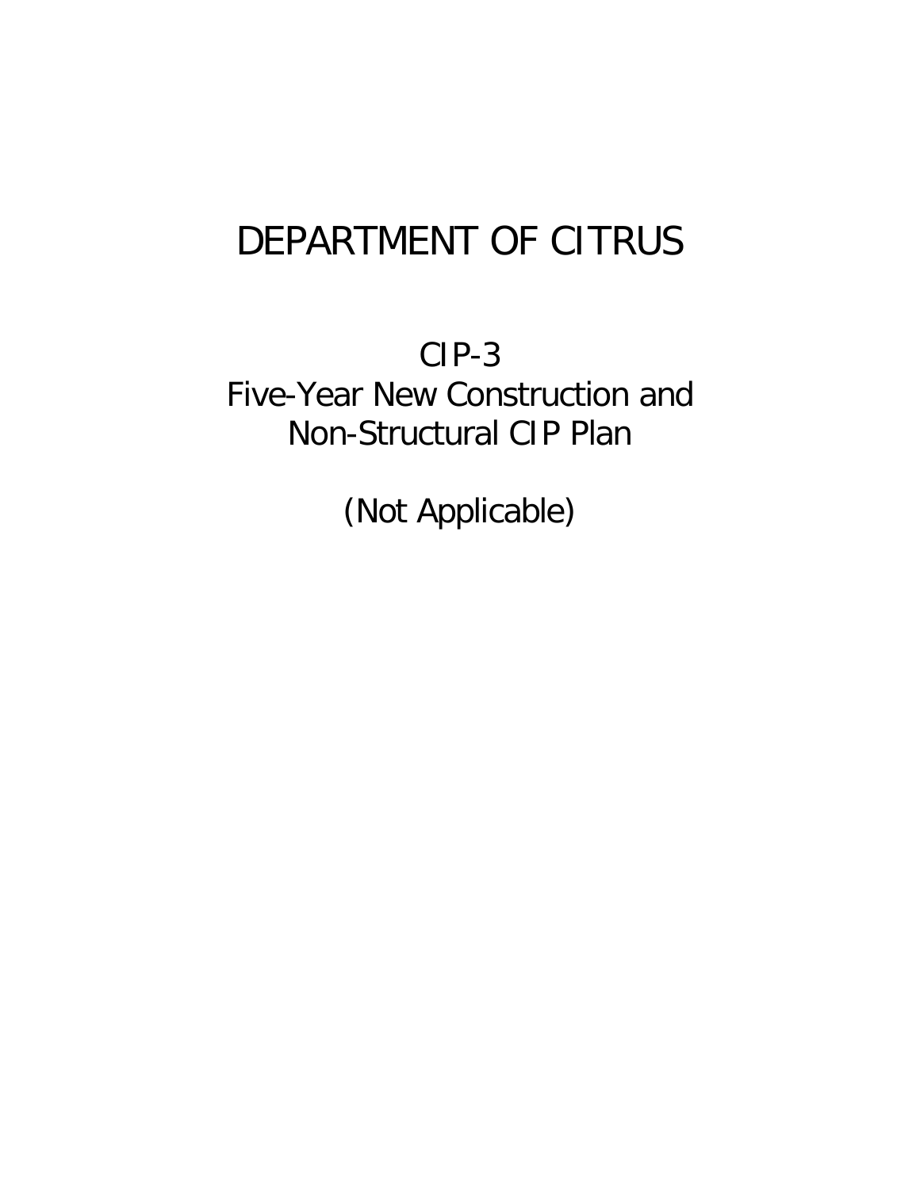# DEPARTMENT OF CITRUS

## CIP-3
## Five-Year New Construction and Non-Structural CIP Plan

(Not Applicable)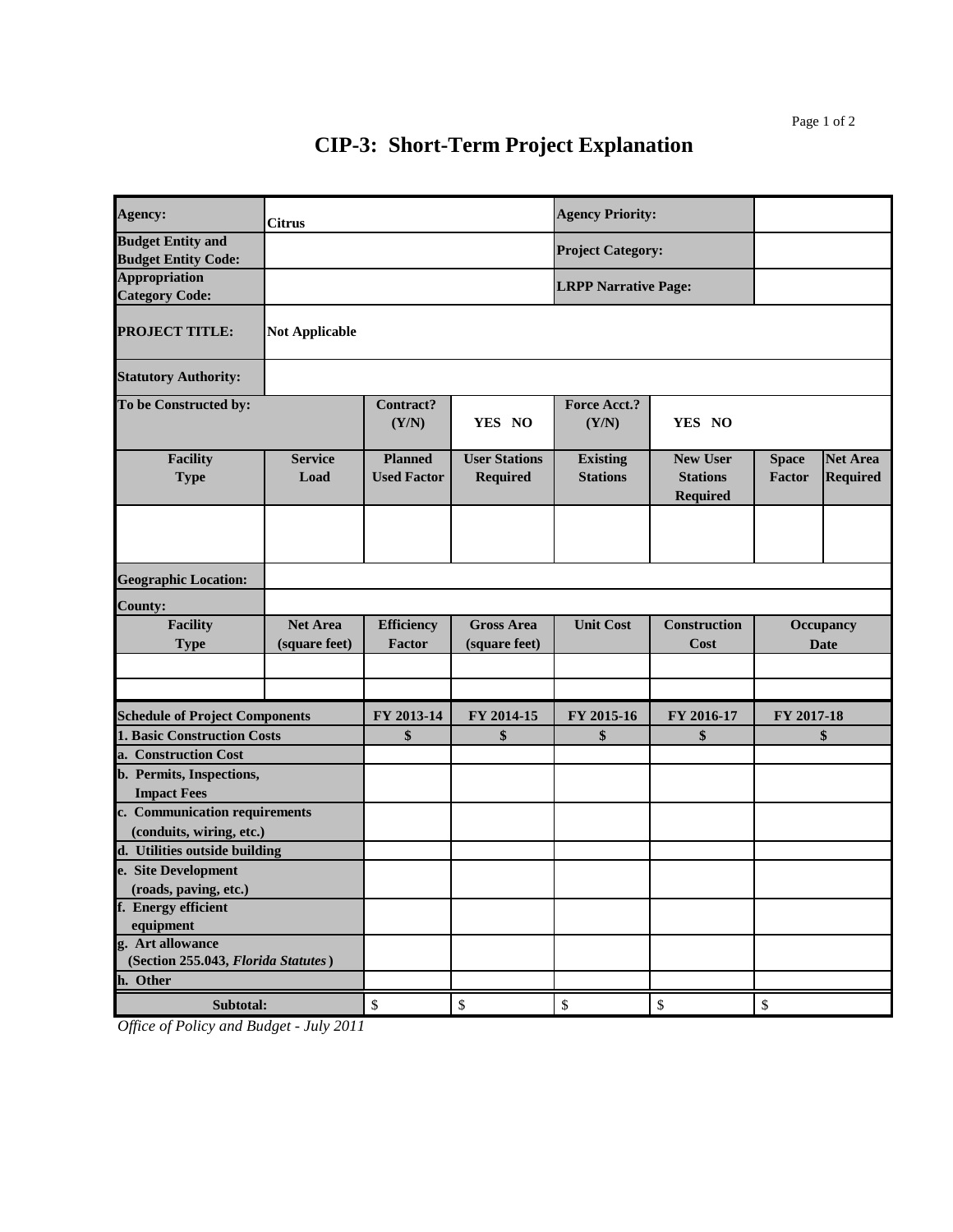# CIP-3: Short-Term Project Explanation

| | | | | | | | |
|---|---|---|---|---|---|---|---|
| **Agency:** | Citrus | | | **Agency Priority:** | | | |
| **Budget Entity and Budget Entity Code:** | | | | **Project Category:** | | | |
| **Appropriation Category Code:** | | | | **LRPP Narrative Page:** | | | |
| **PROJECT TITLE:** | **Not Applicable** | | | | | | |
| **Statutory Authority:** | | | | | | | |
| **To be Constructed by:** | | **Contract? (Y/N)** | **YES NO** | **Force Acct.? (Y/N)** | **YES NO** | | |
| **Facility Type** | **Service Load** | **Planned Used Factor** | **User Stations Required** | **Existing Stations** | **New User Stations Required** | **Space Factor** | **Net Area Required** |
| | | | | | | | |
| **Geographic Location:** | | | | | | | |
| **County:** | | | | | | | |
| **Facility Type** | **Net Area (square feet)** | **Efficiency Factor** | **Gross Area (square feet)** | **Unit Cost** | **Construction Cost** | **Occupancy Date** | |
| | | | | | | | |
| | | | | | | | |

| Schedule of Project Components | FY 2013-14 | FY 2014-15 | FY 2015-16 | FY 2016-17 | FY 2017-18 |
|---|---|---|---|---|---|
| **1. Basic Construction Costs** | **$** | **$** | **$** | **$** | **$** |
| **a. Construction Cost** | | | | | |
| **b. Permits, Inspections, Impact Fees** | | | | | |
| **c. Communication requirements (conduits, wiring, etc.)** | | | | | |
| **d. Utilities outside building** | | | | | |
| **e. Site Development (roads, paving, etc.)** | | | | | |
| **f. Energy efficient equipment** | | | | | |
| **g. Art allowance (Section 255.043, *Florida Statutes*)** | | | | | |
| **h. Other** | | | | | |
| **Subtotal:** | $ | $ | $ | $ | $ |

*Office of Policy and Budget - July 2011*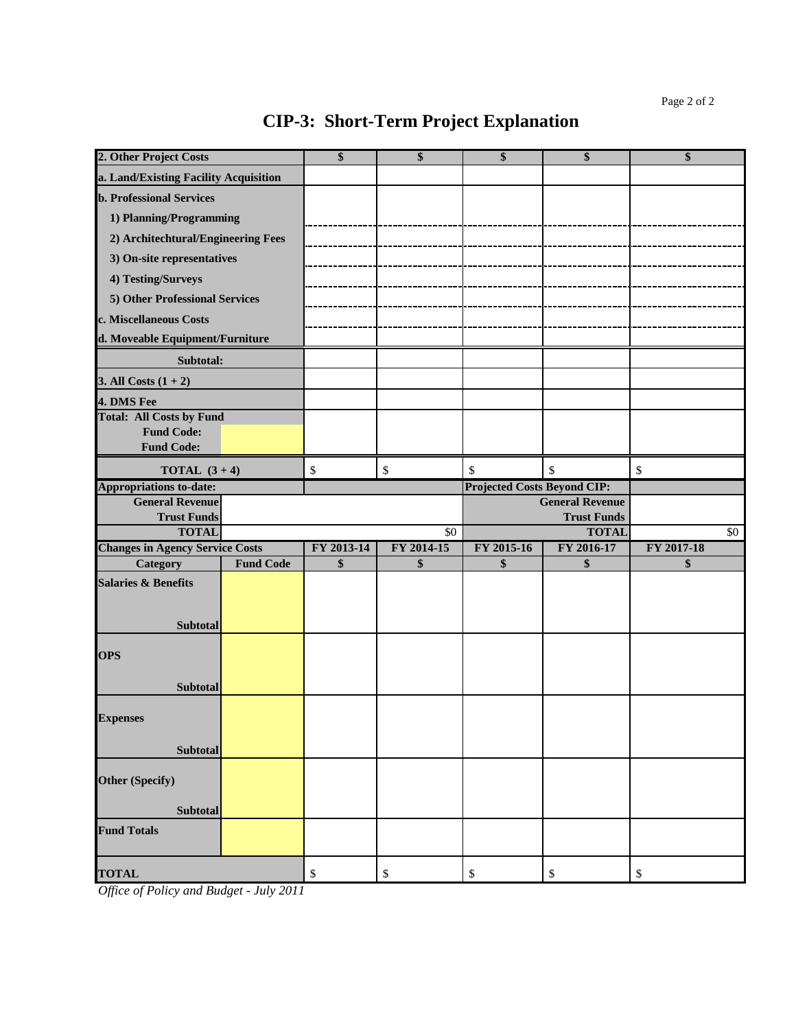# CIP-3: Short-Term Project Explanation

| 2. Other Project Costs | | $ | $ | $ | $ | $ |
|---|---|---|---|---|---|---|
| a. Land/Existing Facility Acquisition | | | | | | |
| b. Professional Services | | | | | | |
| 1) Planning/Programming | | | | | | |
| 2) Architechtural/Engineering Fees | | | | | | |
| 3) On-site representatives | | | | | | |
| 4) Testing/Surveys | | | | | | |
| 5) Other Professional Services | | | | | | |
| c. Miscellaneous Costs | | | | | | |
| d. Moveable Equipment/Furniture | | | | | | |
| Subtotal: | | | | | | |
| 3. All Costs (1 + 2) | | | | | | |
| 4. DMS Fee | | | | | | |
| Total: All Costs by Fund | | | | | | |
| Fund Code: | | | | | | |
| Fund Code: | | | | | | |
| TOTAL (3 + 4) | | $ | $ | $ | $ | $ |
| Appropriations to-date: | | | | Projected Costs Beyond CIP: | | |
| General Revenue | | | | | General Revenue | |
| Trust Funds | | | | | Trust Funds | |
| TOTAL | | | $0 | | TOTAL | $0 |
| Changes in Agency Service Costs | | FY 2013-14 | FY 2014-15 | FY 2015-16 | FY 2016-17 | FY 2017-18 |
| Category | Fund Code | $ | $ | $ | $ | $ |
| Salaries & Benefits | | | | | | |
| Subtotal | | | | | | |
| OPS | | | | | | |
| Subtotal | | | | | | |
| Expenses | | | | | | |
| Subtotal | | | | | | |
| Other (Specify) | | | | | | |
| Subtotal | | | | | | |
| Fund Totals | | | | | | |
| TOTAL | | $ | $ | $ | $ | $ |

*Office of Policy and Budget - July 2011*